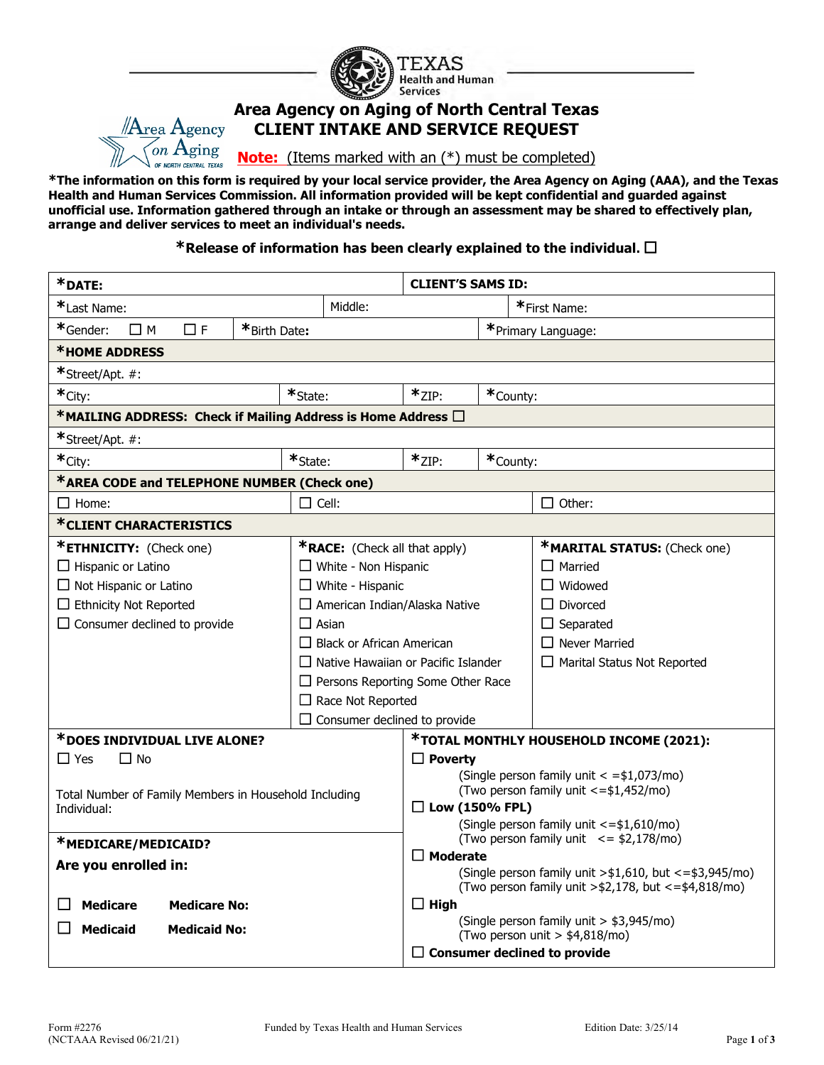TEXAS Health and Human Services

# Area Agency on Aging of North Central Texas
## CLIENT INTAKE AND SERVICE REQUEST

Area Agency on Aging OF NORTH CENTRAL TEXAS

**Note:** (Items marked with an (*) must be completed)

***The information on this form is required by your local service provider, the Area Agency on Aging (AAA), and the Texas Health and Human Services Commission. All information provided will be kept confidential and guarded against unofficial use. Information gathered through an intake or through an assessment may be shared to effectively plan, arrange and deliver services to meet an individual's needs.**

***Release of information has been clearly explained to the individual.** ☐

| | | | |
|---|---|---|---|
| ***DATE:** | | **CLIENT'S SAMS ID:** | |
| *Last Name: | Middle: | *First Name: | |
| *Gender: ☐ M ☐ F | *Birth Date: | *Primary Language: | |
| ***HOME ADDRESS** | | | |
| *Street/Apt. #: | | | |
| *City: | *State: | *ZIP: | *County: |
| ***MAILING ADDRESS: Check if Mailing Address is Home Address** ☐ | | | |
| *Street/Apt. #: | | | |
| *City: | *State: | *ZIP: | *County: |
| ***AREA CODE and TELEPHONE NUMBER (Check one)** | | | |
| ☐ Home: | ☐ Cell: | ☐ Other: | |

***CLIENT CHARACTERISTICS**

| ***ETHNICITY:** (Check one) | ***RACE:** (Check all that apply) | ***MARITAL STATUS:** (Check one) |
|---|---|---|
| ☐ Hispanic or Latino | ☐ White - Non Hispanic | ☐ Married |
| ☐ Not Hispanic or Latino | ☐ White - Hispanic | ☐ Widowed |
| ☐ Ethnicity Not Reported | ☐ American Indian/Alaska Native | ☐ Divorced |
| ☐ Consumer declined to provide | ☐ Asian | ☐ Separated |
| | ☐ Black or African American | ☐ Never Married |
| | ☐ Native Hawaiian or Pacific Islander | ☐ Marital Status Not Reported |
| | ☐ Persons Reporting Some Other Race | |
| | ☐ Race Not Reported | |
| | ☐ Consumer declined to provide | |

***DOES INDIVIDUAL LIVE ALONE?**

☐ Yes ☐ No

Total Number of Family Members in Household Including Individual:

***MEDICARE/MEDICAID?**

**Are you enrolled in:**

☐ **Medicare** **Medicare No:**

☐ **Medicaid** **Medicaid No:**

***TOTAL MONTHLY HOUSEHOLD INCOME (2021):**

☐ **Poverty**
(Single person family unit < =$1,073/mo)
(Two person family unit <=$1,452/mo)

☐ **Low (150% FPL)**
(Single person family unit <=$1,610/mo)
(Two person family unit <= $2,178/mo)

☐ **Moderate**
(Single person family unit >$1,610, but <=$3,945/mo)
(Two person family unit >$2,178, but <=$4,818/mo)

☐ **High**
(Single person family unit > $3,945/mo)
(Two person unit > $4,818/mo)

☐ **Consumer declined to provide**

Form #2276 (NCTAAA Revised 06/21/21) — Funded by Texas Health and Human Services — Edition Date: 3/25/14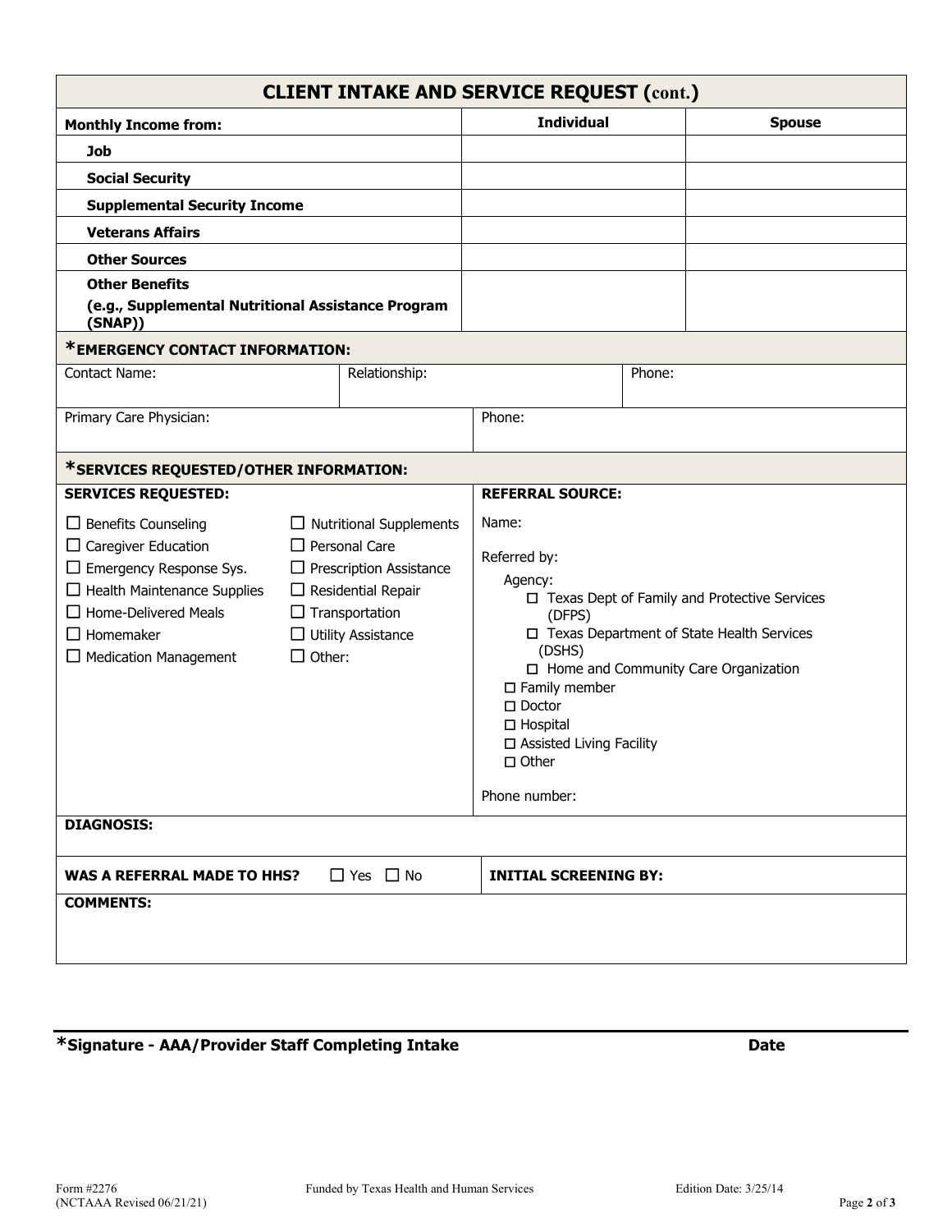## CLIENT INTAKE AND SERVICE REQUEST (cont.)

| Monthly Income from: | Individual | Spouse |
|---|---|---|
| Job | | |
| Social Security | | |
| Supplemental Security Income | | |
| Veterans Affairs | | |
| Other Sources | | |
| Other Benefits (e.g., Supplemental Nutritional Assistance Program (SNAP)) | | |

### *EMERGENCY CONTACT INFORMATION:

| Contact Name: | Relationship: | Phone: |
|---|---|---|

| Primary Care Physician: | Phone: |
|---|---|

### *SERVICES REQUESTED/OTHER INFORMATION:

**SERVICES REQUESTED:**

- ☐ Benefits Counseling
- ☐ Caregiver Education
- ☐ Emergency Response Sys.
- ☐ Health Maintenance Supplies
- ☐ Home-Delivered Meals
- ☐ Homemaker
- ☐ Medication Management
- ☐ Nutritional Supplements
- ☐ Personal Care
- ☐ Prescription Assistance
- ☐ Residential Repair
- ☐ Transportation
- ☐ Utility Assistance
- ☐ Other:

**REFERRAL SOURCE:**

Name:

Referred by:

Agency:
- ☐ Texas Dept of Family and Protective Services (DFPS)
- ☐ Texas Department of State Health Services (DSHS)
- ☐ Home and Community Care Organization

- ☐ Family member
- ☐ Doctor
- ☐ Hospital
- ☐ Assisted Living Facility
- ☐ Other

Phone number:

**DIAGNOSIS:**

**WAS A REFERRAL MADE TO HHS?** ☐ Yes ☐ No

**INITIAL SCREENING BY:**

**COMMENTS:**

**\*Signature - AAA/Provider Staff Completing Intake** **Date**

Form #2276 (NCTAAA Revised 06/21/21) Funded by Texas Health and Human Services Edition Date: 3/25/14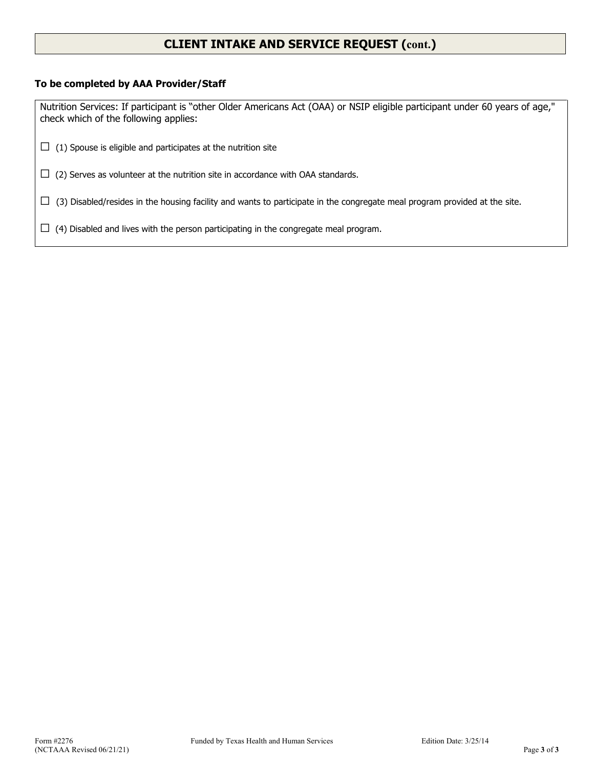## CLIENT INTAKE AND SERVICE REQUEST (cont.)

**To be completed by AAA Provider/Staff**

Nutrition Services: If participant is "other Older Americans Act (OAA) or NSIP eligible participant under 60 years of age," check which of the following applies:

☐ (1) Spouse is eligible and participates at the nutrition site

☐ (2) Serves as volunteer at the nutrition site in accordance with OAA standards.

☐ (3) Disabled/resides in the housing facility and wants to participate in the congregate meal program provided at the site.

☐ (4) Disabled and lives with the person participating in the congregate meal program.

Form #2276
(NCTAAA Revised 06/21/21)

Funded by Texas Health and Human Services

Edition Date: 3/25/14